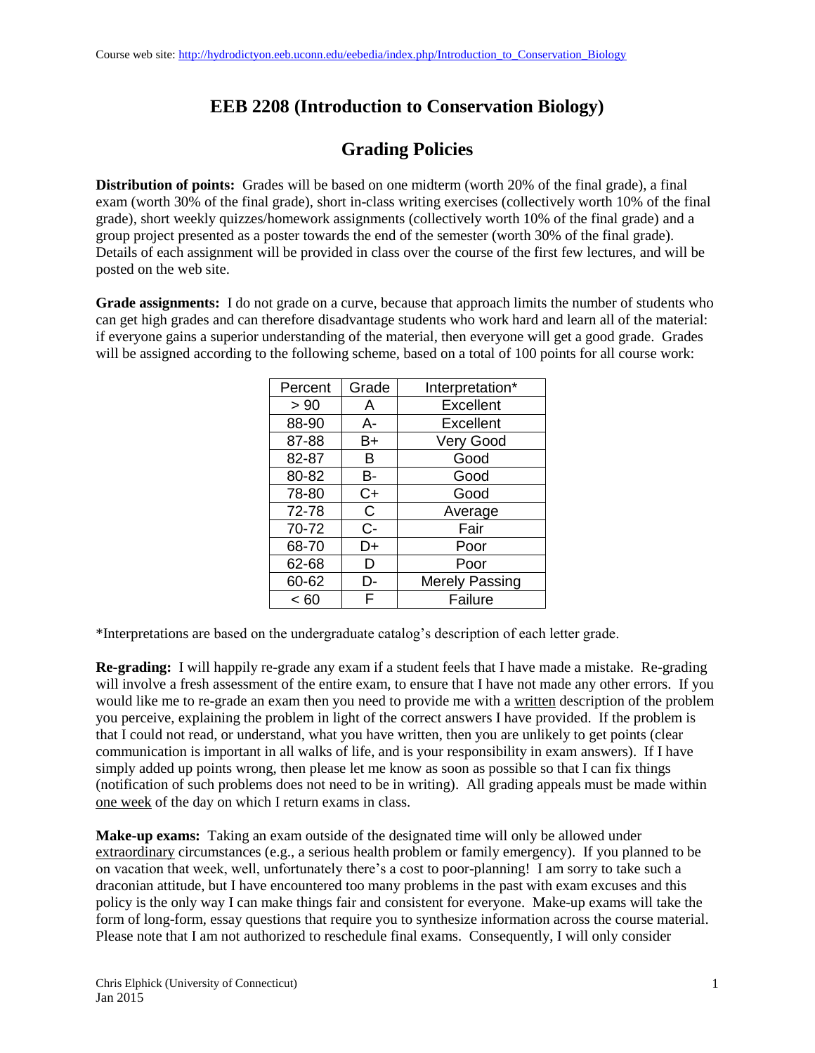Course web site: http://hydrodictyon.eeb.uconn.edu/eebedia/index.php/Introduction_to_Conservation_Biology

# EEB 2208 (Introduction to Conservation Biology)

## Grading Policies

**Distribution of points:** Grades will be based on one midterm (worth 20% of the final grade), a final exam (worth 30% of the final grade), short in-class writing exercises (collectively worth 10% of the final grade), short weekly quizzes/homework assignments (collectively worth 10% of the final grade) and a group project presented as a poster towards the end of the semester (worth 30% of the final grade). Details of each assignment will be provided in class over the course of the first few lectures, and will be posted on the web site.

**Grade assignments:** I do not grade on a curve, because that approach limits the number of students who can get high grades and can therefore disadvantage students who work hard and learn all of the material: if everyone gains a superior understanding of the material, then everyone will get a good grade. Grades will be assigned according to the following scheme, based on a total of 100 points for all course work:

| Percent | Grade | Interpretation* |
|---|---|---|
| > 90 | A | Excellent |
| 88-90 | A- | Excellent |
| 87-88 | B+ | Very Good |
| 82-87 | B | Good |
| 80-82 | B- | Good |
| 78-80 | C+ | Good |
| 72-78 | C | Average |
| 70-72 | C- | Fair |
| 68-70 | D+ | Poor |
| 62-68 | D | Poor |
| 60-62 | D- | Merely Passing |
| < 60 | F | Failure |

*Interpretations are based on the undergraduate catalog's description of each letter grade.

**Re-grading:** I will happily re-grade any exam if a student feels that I have made a mistake. Re-grading will involve a fresh assessment of the entire exam, to ensure that I have not made any other errors. If you would like me to re-grade an exam then you need to provide me with a written description of the problem you perceive, explaining the problem in light of the correct answers I have provided. If the problem is that I could not read, or understand, what you have written, then you are unlikely to get points (clear communication is important in all walks of life, and is your responsibility in exam answers). If I have simply added up points wrong, then please let me know as soon as possible so that I can fix things (notification of such problems does not need to be in writing). All grading appeals must be made within one week of the day on which I return exams in class.

**Make-up exams:** Taking an exam outside of the designated time will only be allowed under extraordinary circumstances (e.g., a serious health problem or family emergency). If you planned to be on vacation that week, well, unfortunately there's a cost to poor-planning! I am sorry to take such a draconian attitude, but I have encountered too many problems in the past with exam excuses and this policy is the only way I can make things fair and consistent for everyone. Make-up exams will take the form of long-form, essay questions that require you to synthesize information across the course material. Please note that I am not authorized to reschedule final exams. Consequently, I will only consider

Chris Elphick (University of Connecticut)
Jan 2015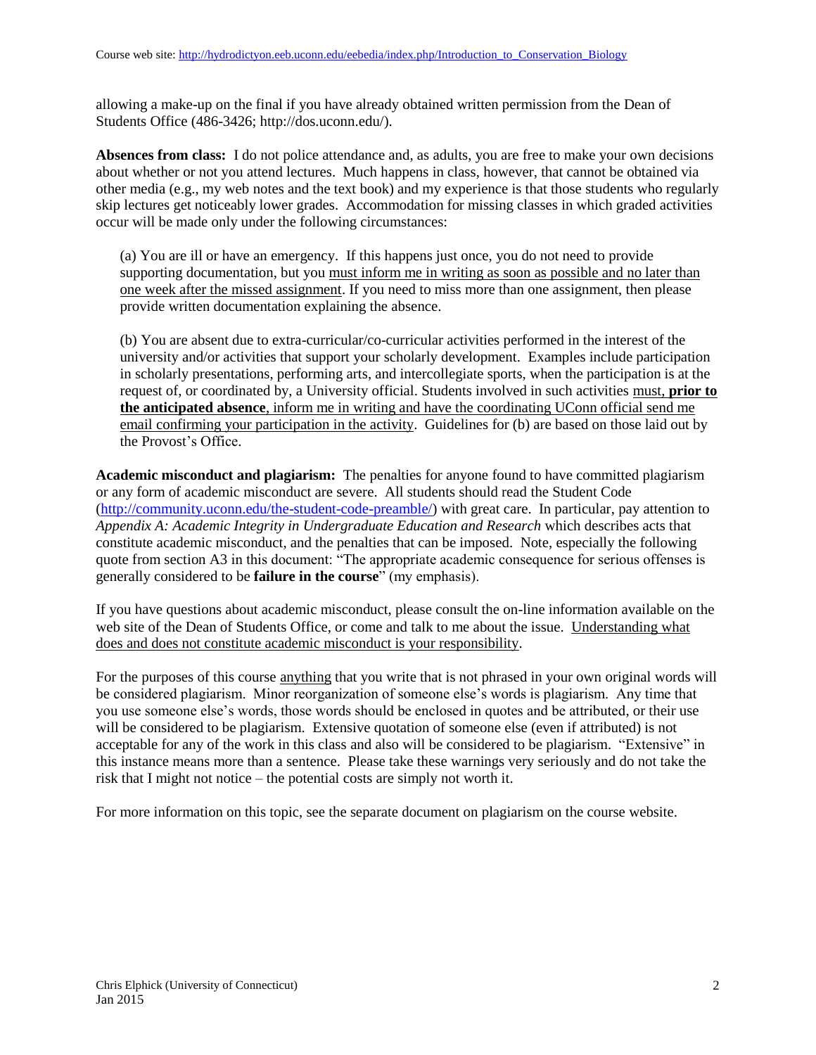allowing a make-up on the final if you have already obtained written permission from the Dean of Students Office (486-3426; http://dos.uconn.edu/).

**Absences from class:** I do not police attendance and, as adults, you are free to make your own decisions about whether or not you attend lectures. Much happens in class, however, that cannot be obtained via other media (e.g., my web notes and the text book) and my experience is that those students who regularly skip lectures get noticeably lower grades. Accommodation for missing classes in which graded activities occur will be made only under the following circumstances:

(a) You are ill or have an emergency. If this happens just once, you do not need to provide supporting documentation, but you must inform me in writing as soon as possible and no later than one week after the missed assignment. If you need to miss more than one assignment, then please provide written documentation explaining the absence.

(b) You are absent due to extra-curricular/co-curricular activities performed in the interest of the university and/or activities that support your scholarly development. Examples include participation in scholarly presentations, performing arts, and intercollegiate sports, when the participation is at the request of, or coordinated by, a University official. Students involved in such activities must, **prior to the anticipated absence**, inform me in writing and have the coordinating UConn official send me email confirming your participation in the activity. Guidelines for (b) are based on those laid out by the Provost's Office.

**Academic misconduct and plagiarism:** The penalties for anyone found to have committed plagiarism or any form of academic misconduct are severe. All students should read the Student Code (http://community.uconn.edu/the-student-code-preamble/) with great care. In particular, pay attention to *Appendix A: Academic Integrity in Undergraduate Education and Research* which describes acts that constitute academic misconduct, and the penalties that can be imposed. Note, especially the following quote from section A3 in this document: "The appropriate academic consequence for serious offenses is generally considered to be **failure in the course**" (my emphasis).

If you have questions about academic misconduct, please consult the on-line information available on the web site of the Dean of Students Office, or come and talk to me about the issue. Understanding what does and does not constitute academic misconduct is your responsibility.

For the purposes of this course anything that you write that is not phrased in your own original words will be considered plagiarism. Minor reorganization of someone else's words is plagiarism. Any time that you use someone else's words, those words should be enclosed in quotes and be attributed, or their use will be considered to be plagiarism. Extensive quotation of someone else (even if attributed) is not acceptable for any of the work in this class and also will be considered to be plagiarism. "Extensive" in this instance means more than a sentence. Please take these warnings very seriously and do not take the risk that I might not notice – the potential costs are simply not worth it.

For more information on this topic, see the separate document on plagiarism on the course website.